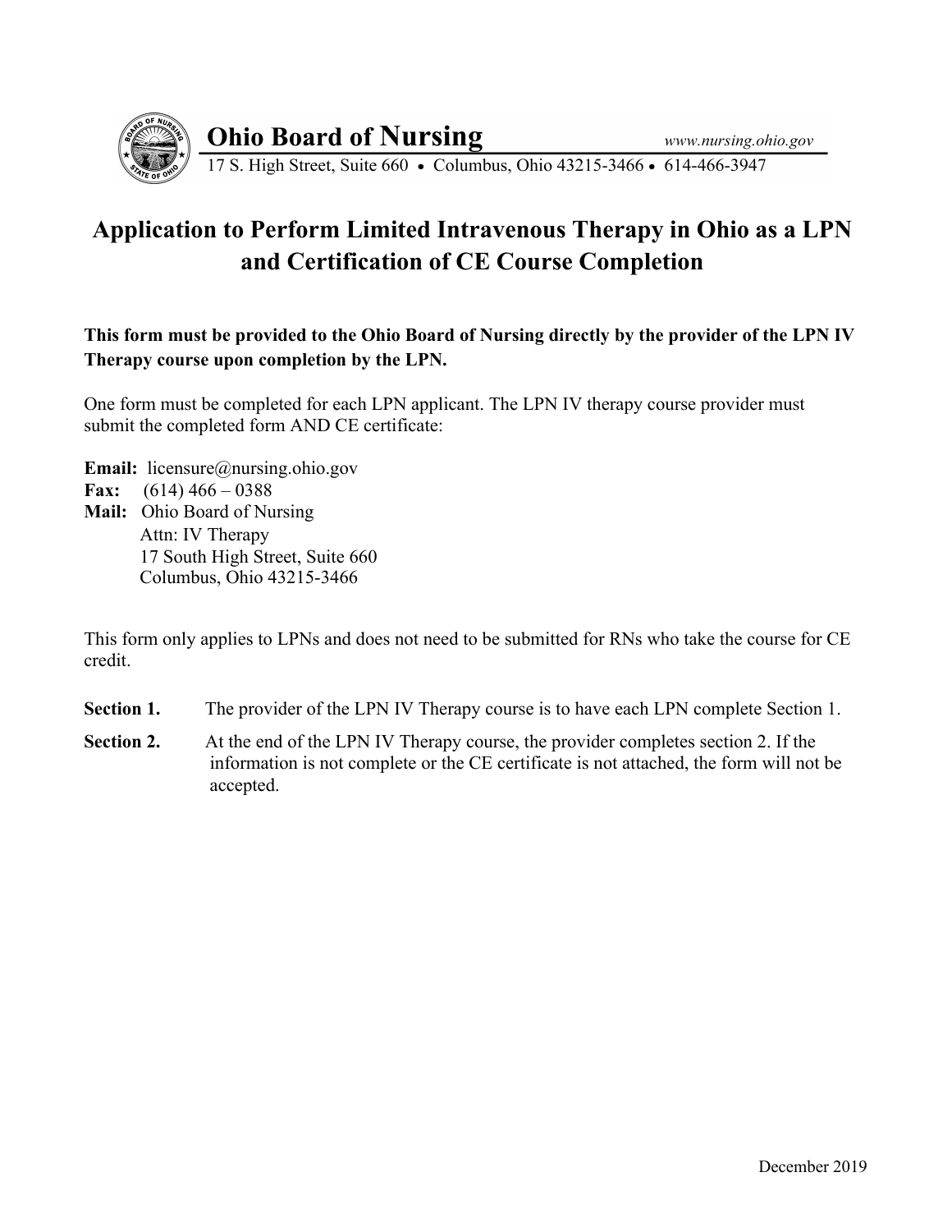**Ohio Board of Nursing** *www.nursing.ohio.gov*

17 S. High Street, Suite 660 • Columbus, Ohio 43215-3466 • 614-466-3947

# Application to Perform Limited Intravenous Therapy in Ohio as a LPN and Certification of CE Course Completion

**This form must be provided to the Ohio Board of Nursing directly by the provider of the LPN IV Therapy course upon completion by the LPN.**

One form must be completed for each LPN applicant. The LPN IV therapy course provider must submit the completed form AND CE certificate:

**Email:** licensure@nursing.ohio.gov
**Fax:** (614) 466 – 0388
**Mail:** Ohio Board of Nursing
Attn: IV Therapy
17 South High Street, Suite 660
Columbus, Ohio 43215-3466

This form only applies to LPNs and does not need to be submitted for RNs who take the course for CE credit.

**Section 1.** The provider of the LPN IV Therapy course is to have each LPN complete Section 1.

**Section 2.** At the end of the LPN IV Therapy course, the provider completes section 2. If the information is not complete or the CE certificate is not attached, the form will not be accepted.

December 2019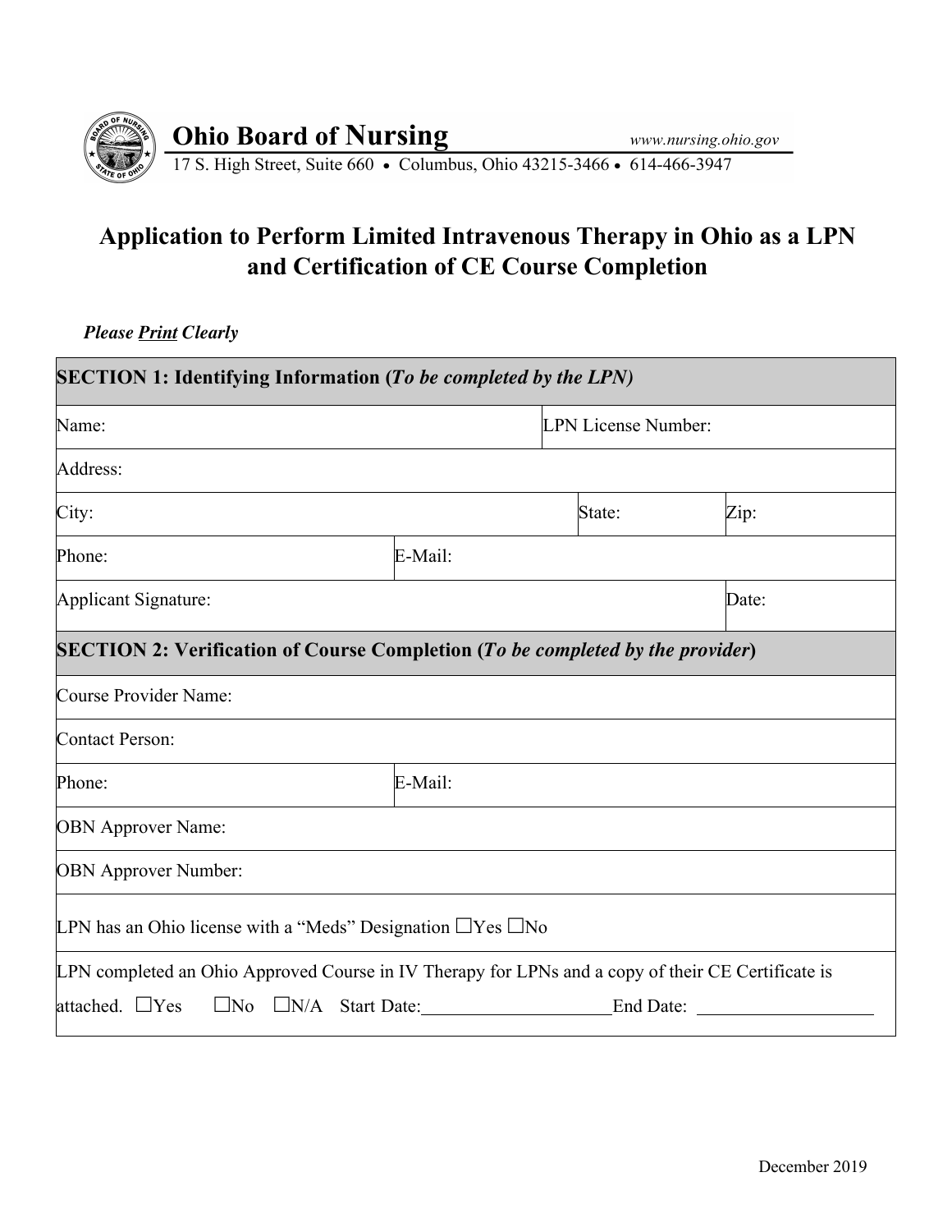**Ohio Board of Nursing** www.nursing.ohio.gov

17 S. High Street, Suite 660 • Columbus, Ohio 43215-3466 • 614-466-3947

# Application to Perform Limited Intravenous Therapy in Ohio as a LPN and Certification of CE Course Completion

***Please Print Clearly***

| | | | |
|---|---|---|---|
| **SECTION 1: Identifying Information (*To be completed by the LPN*)** | | | |
| Name: | | LPN License Number: | |
| Address: | | | |
| City: | | State: | Zip: |
| Phone: | E-Mail: | | |
| Applicant Signature: | | | Date: |
| **SECTION 2: Verification of Course Completion (*To be completed by the provider*)** | | | |
| Course Provider Name: | | | |
| Contact Person: | | | |
| Phone: | E-Mail: | | |
| OBN Approver Name: | | | |
| OBN Approver Number: | | | |
| LPN has an Ohio license with a "Meds" Designation ☐Yes ☐No | | | |
| LPN completed an Ohio Approved Course in IV Therapy for LPNs and a copy of their CE Certificate is attached. ☐Yes ☐No ☐N/A Start Date:____________________ End Date: ___________________ | | | |

December 2019